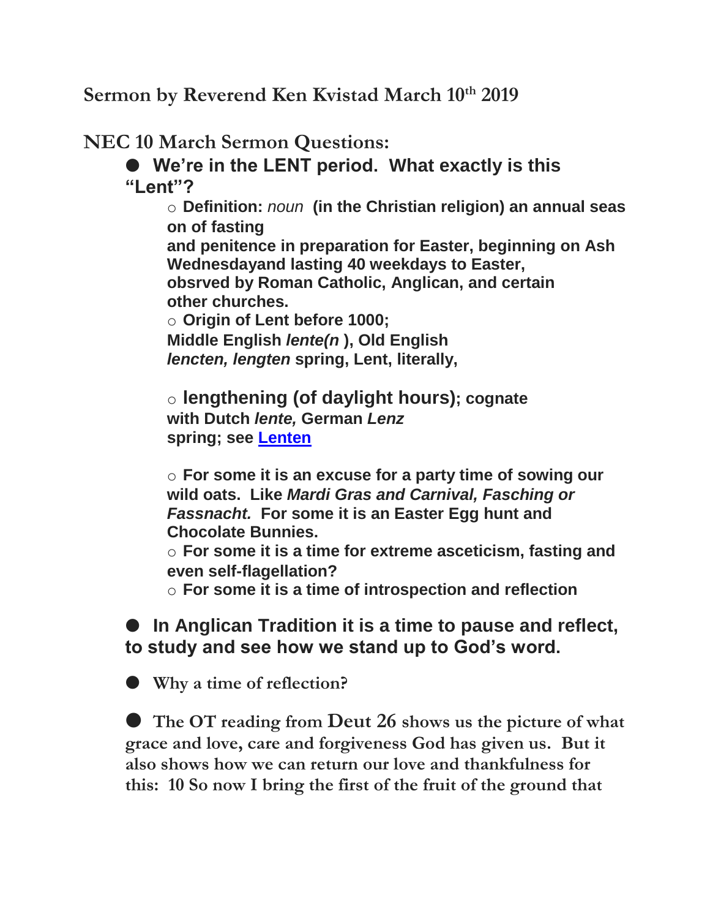# Sermon by Reverend Ken Kvistad March 10th 2019

## NEC 10 March Sermon Questions:

- **We're in the LENT period. What exactly is this "Lent"?**
    - **Definition:** *noun* **(in the Christian religion) an annual seas on of fasting and penitence in preparation for Easter, beginning on Ash Wednesdayand lasting 40 weekdays to Easter, obsrved by Roman Catholic, Anglican, and certain other churches.**
    - **Origin of Lent before 1000; Middle English *lente(n* ), Old English *lencten, lengten* spring, Lent, literally,**
    - **lengthening (of daylight hours); cognate with Dutch *lente,* German *Lenz* spring; see [Lenten]()**
    - **For some it is an excuse for a party time of sowing our wild oats. Like *Mardi Gras and Carnival, Fasching or Fassnacht.* For some it is an Easter Egg hunt and Chocolate Bunnies.**
    - **For some it is a time for extreme asceticism, fasting and even self-flagellation?**
    - **For some it is a time of introspection and reflection**

- **In Anglican Tradition it is a time to pause and reflect, to study and see how we stand up to God's word.**

- **Why a time of reflection?**

- **The OT reading from Deut 26 shows us the picture of what grace and love, care and forgiveness God has given us. But it also shows how we can return our love and thankfulness for this: 10 So now I bring the first of the fruit of the ground that**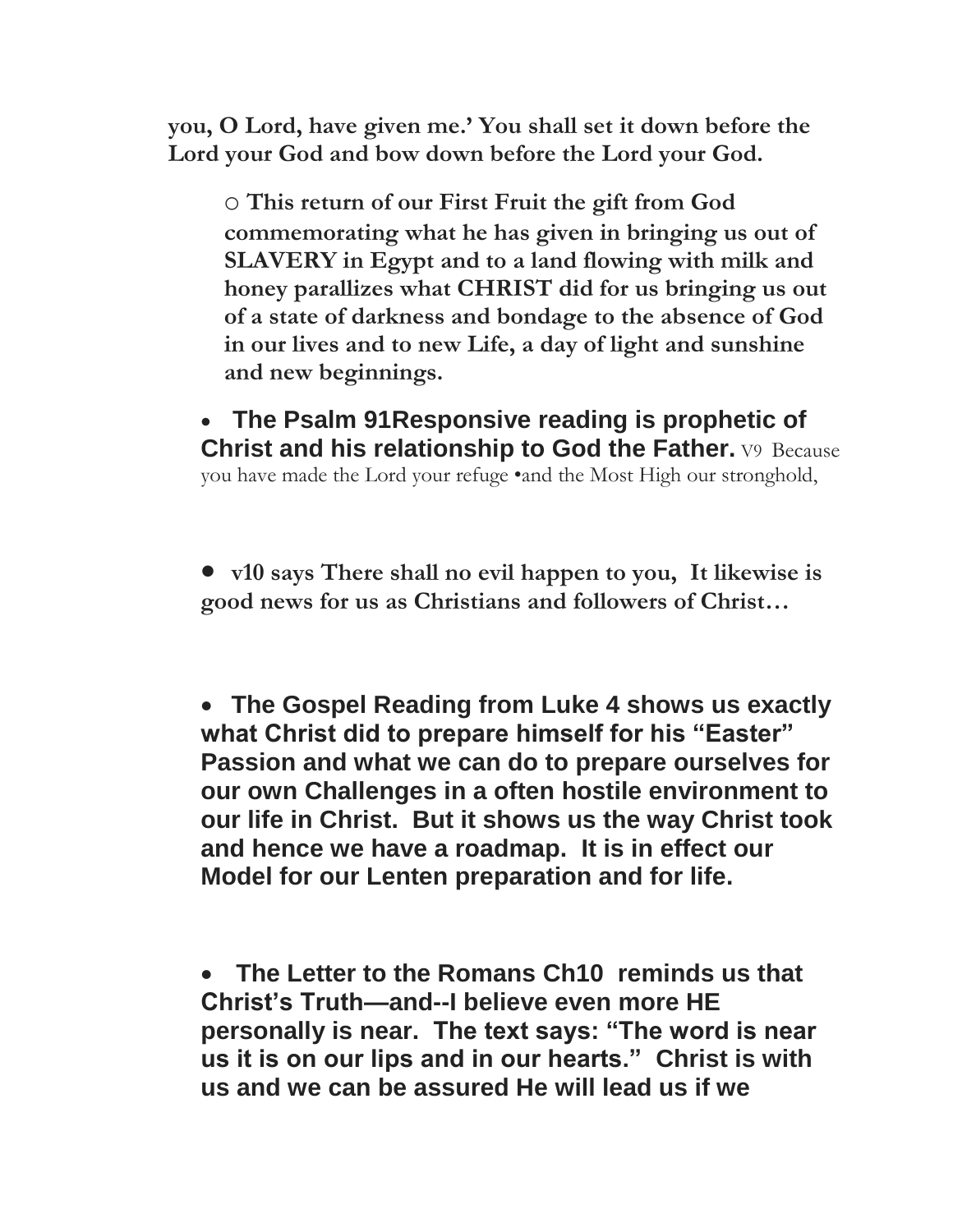**you, O Lord, have given me.' You shall set it down before the Lord your God and bow down before the Lord your God.**

- o **This return of our First Fruit the gift from God commemorating what he has given in bringing us out of SLAVERY in Egypt and to a land flowing with milk and honey parallizes what CHRIST did for us bringing us out of a state of darkness and bondage to the absence of God in our lives and to new Life, a day of light and sunshine and new beginnings.**

- **The Psalm 91Responsive reading is prophetic of Christ and his relationship to God the Father.** V9 Because you have made the Lord your refuge •and the Most High our stronghold,

- **v10 says There shall no evil happen to you, It likewise is good news for us as Christians and followers of Christ…**

- **The Gospel Reading from Luke 4 shows us exactly what Christ did to prepare himself for his "Easter" Passion and what we can do to prepare ourselves for our own Challenges in a often hostile environment to our life in Christ. But it shows us the way Christ took and hence we have a roadmap. It is in effect our Model for our Lenten preparation and for life.**

- **The Letter to the Romans Ch10 reminds us that Christ's Truth—and--I believe even more HE personally is near. The text says: "The word is near us it is on our lips and in our hearts." Christ is with us and we can be assured He will lead us if we**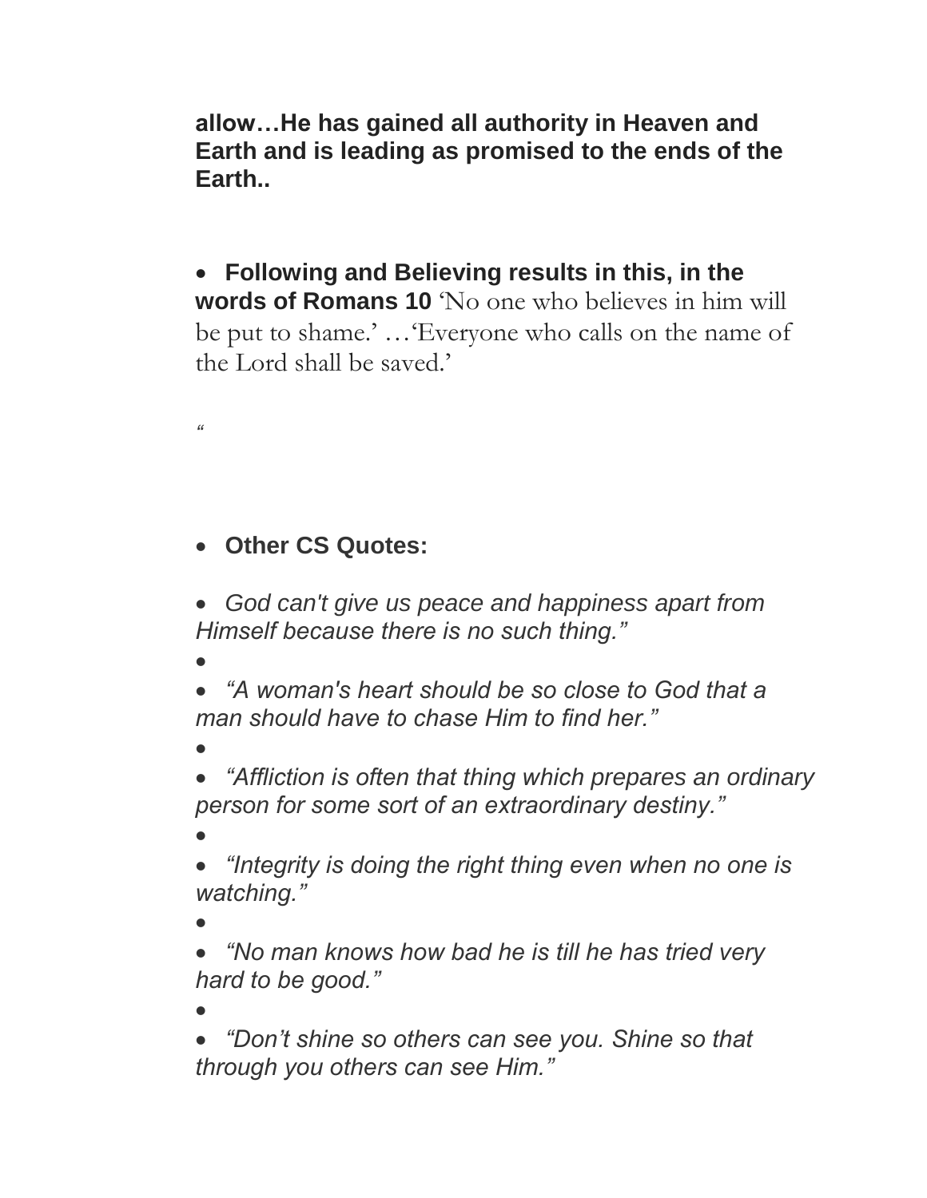**allow…He has gained all authority in Heaven and Earth and is leading as promised to the ends of the Earth..**

- **Following and Believing results in this, in the words of Romans 10** 'No one who believes in him will be put to shame.' …'Everyone who calls on the name of the Lord shall be saved.'

*"*

- **Other CS Quotes:**

- *God can't give us peace and happiness apart from Himself because there is no such thing."*
-
- *"A woman's heart should be so close to God that a man should have to chase Him to find her."*
-
- *"Affliction is often that thing which prepares an ordinary person for some sort of an extraordinary destiny."*
-
- *"Integrity is doing the right thing even when no one is watching."*
-
- *"No man knows how bad he is till he has tried very hard to be good."*
-
- *"Don't shine so others can see you. Shine so that through you others can see Him."*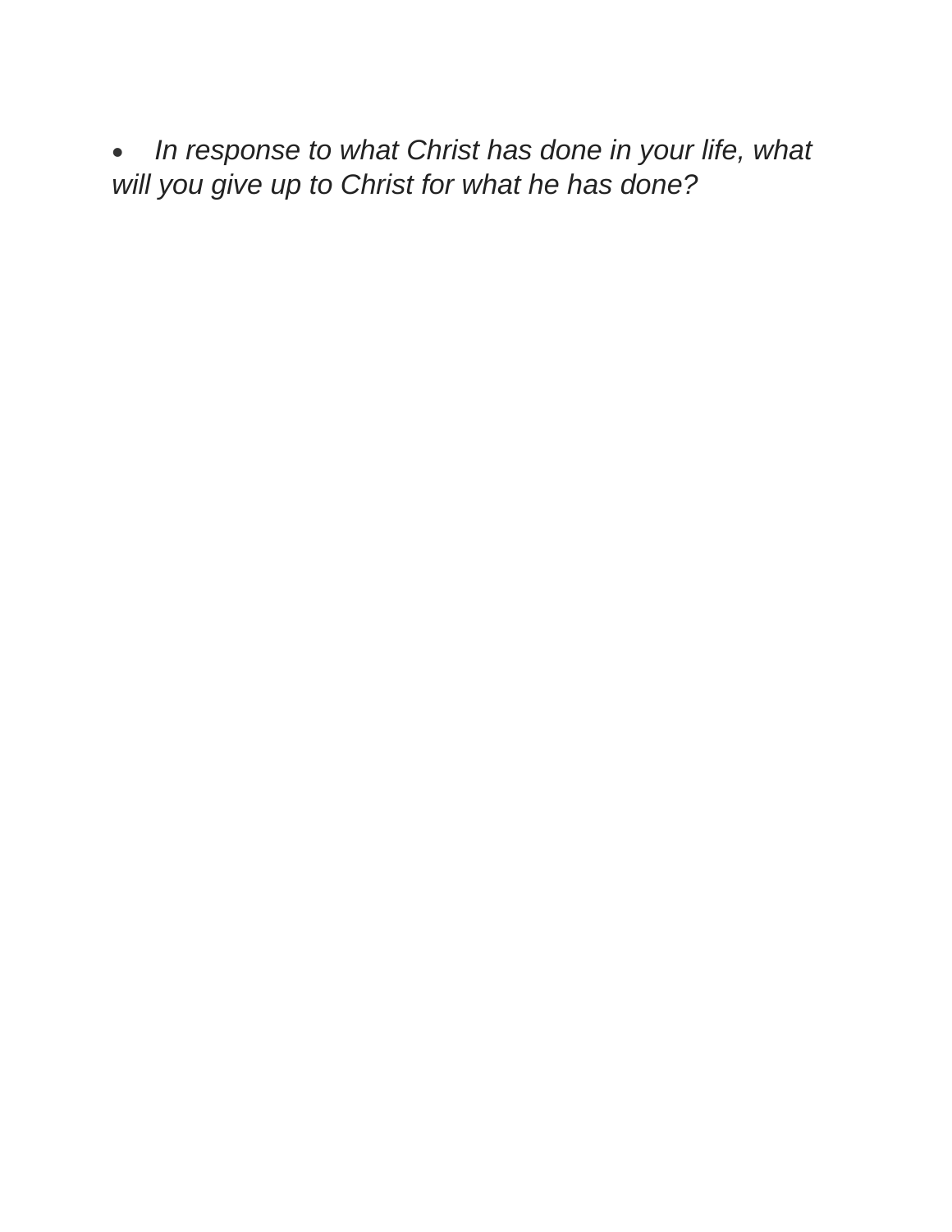- *In response to what Christ has done in your life, what will you give up to Christ for what he has done?*